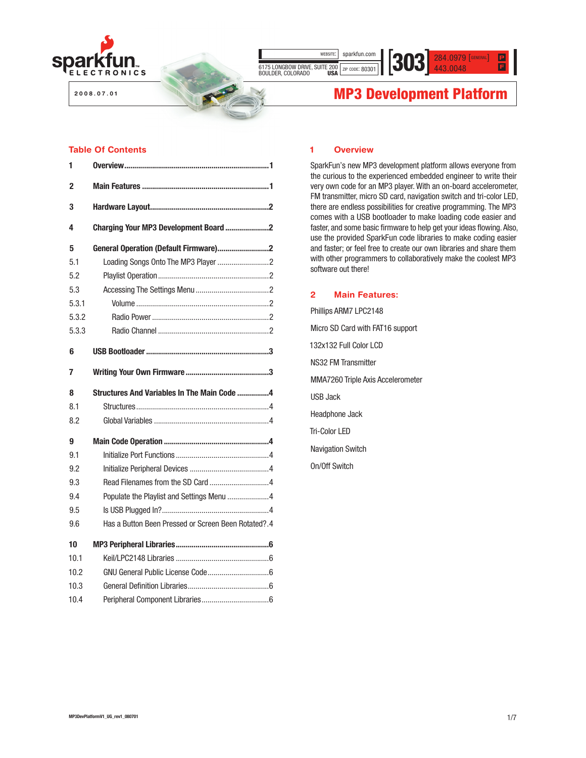sparkfun ELECTRONICS

WEBSITE: sparkfun.com
6175 LONGBOW DRIVE, SUITE 200
BOULDER, COLORADO USA
ZIP CODE: 80301

[303] 284.0979 [GENERAL] P
443.0048 F

2008.07.01

# MP3 Development Platform

## Table Of Contents

| | | |
|---|---|---|
| **1** | **Overview** | **1** |
| **2** | **Main Features** | **1** |
| **3** | **Hardware Layout** | **2** |
| **4** | **Charging Your MP3 Development Board** | **2** |
| **5** | **General Operation (Default Firmware)** | **2** |
| 5.1 | Loading Songs Onto The MP3 Player | 2 |
| 5.2 | Playlist Operation | 2 |
| 5.3 | Accessing The Settings Menu | 2 |
| 5.3.1 | Volume | 2 |
| 5.3.2 | Radio Power | 2 |
| 5.3.3 | Radio Channel | 2 |
| **6** | **USB Bootloader** | **3** |
| **7** | **Writing Your Own Firmware** | **3** |
| **8** | **Structures And Variables In The Main Code** | **4** |
| 8.1 | Structures | 4 |
| 8.2 | Global Variables | 4 |
| **9** | **Main Code Operation** | **4** |
| 9.1 | Initialize Port Functions | 4 |
| 9.2 | Initialize Peripheral Devices | 4 |
| 9.3 | Read Filenames from the SD Card | 4 |
| 9.4 | Populate the Playlist and Settings Menu | 4 |
| 9.5 | Is USB Plugged In? | 4 |
| 9.6 | Has a Button Been Pressed or Screen Been Rotated? | 4 |
| **10** | **MP3 Peripheral Libraries** | **6** |
| 10.1 | Keil/LPC2148 Libraries | 6 |
| 10.2 | GNU General Public License Code | 6 |
| 10.3 | General Definition Libraries | 6 |
| 10.4 | Peripheral Component Libraries | 6 |

## 1 Overview

SparkFun's new MP3 development platform allows everyone from the curious to the experienced embedded engineer to write their very own code for an MP3 player. With an on-board accelerometer, FM transmitter, micro SD card, navigation switch and tri-color LED, there are endless possibilities for creative programming. The MP3 comes with a USB bootloader to make loading code easier and faster, and some basic firmware to help get your ideas flowing. Also, use the provided SparkFun code libraries to make coding easier and faster; or feel free to create our own libraries and share them with other programmers to collaboratively make the coolest MP3 software out there!

## 2 Main Features:

Phillips ARM7 LPC2148

Micro SD Card with FAT16 support

132x132 Full Color LCD

NS32 FM Transmitter

MMA7260 Triple Axis Accelerometer

USB Jack

Headphone Jack

Tri-Color LED

Navigation Switch

On/Off Switch

MP3DevPlatformV1_UG_rev1_080701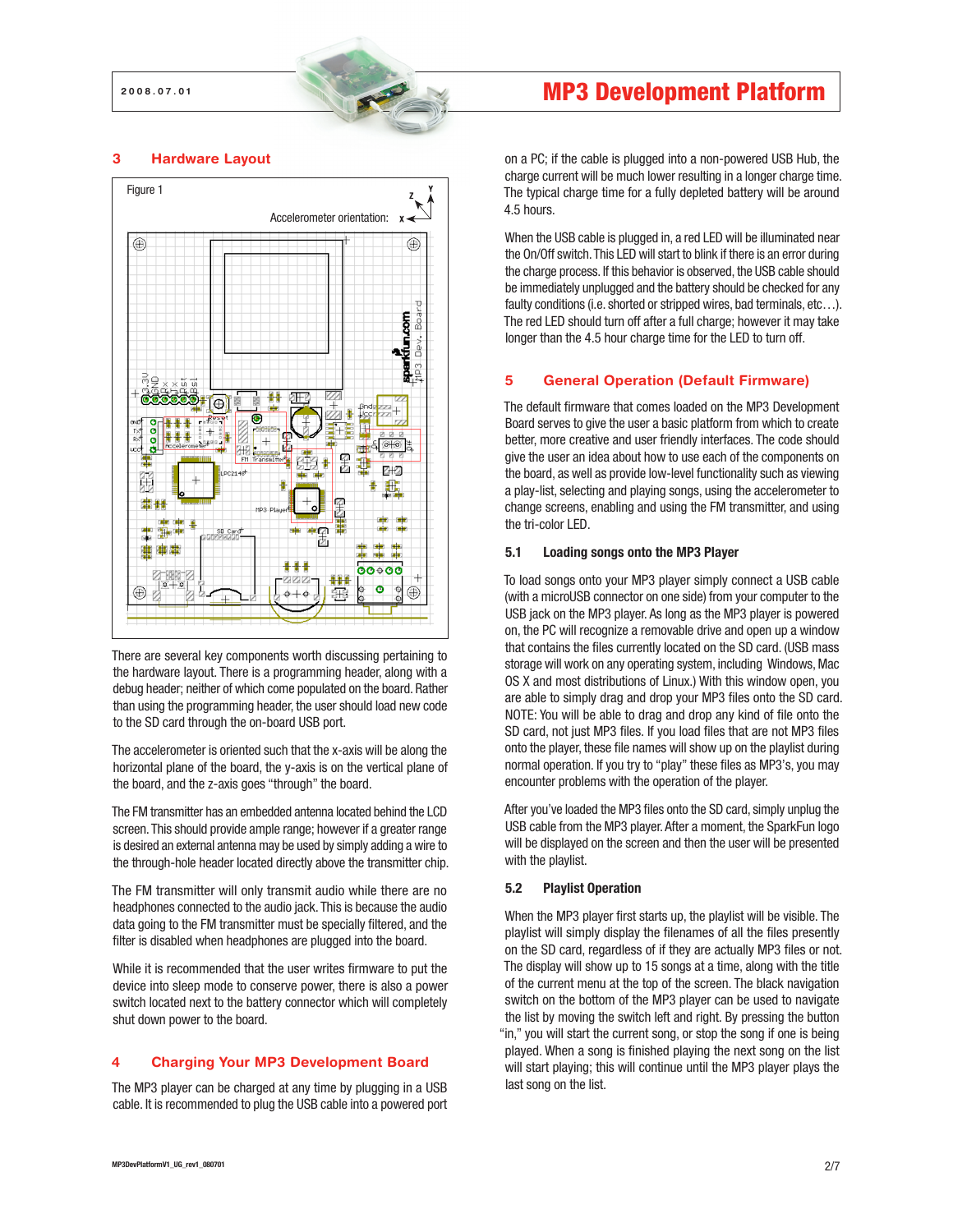## 3 Hardware Layout

Figure 1

Accelerometer orientation:

There are several key components worth discussing pertaining to the hardware layout. There is a programming header, along with a debug header; neither of which come populated on the board. Rather than using the programming header, the user should load new code to the SD card through the on-board USB port.

The accelerometer is oriented such that the x-axis will be along the horizontal plane of the board, the y-axis is on the vertical plane of the board, and the z-axis goes "through" the board.

The FM transmitter has an embedded antenna located behind the LCD screen. This should provide ample range; however if a greater range is desired an external antenna may be used by simply adding a wire to the through-hole header located directly above the transmitter chip.

The FM transmitter will only transmit audio while there are no headphones connected to the audio jack. This is because the audio data going to the FM transmitter must be specially filtered, and the filter is disabled when headphones are plugged into the board.

While it is recommended that the user writes firmware to put the device into sleep mode to conserve power, there is also a power switch located next to the battery connector which will completely shut down power to the board.

## 4 Charging Your MP3 Development Board

The MP3 player can be charged at any time by plugging in a USB cable. It is recommended to plug the USB cable into a powered port on a PC; if the cable is plugged into a non-powered USB Hub, the charge current will be much lower resulting in a longer charge time. The typical charge time for a fully depleted battery will be around 4.5 hours.

When the USB cable is plugged in, a red LED will be illuminated near the On/Off switch. This LED will start to blink if there is an error during the charge process. If this behavior is observed, the USB cable should be immediately unplugged and the battery should be checked for any faulty conditions (i.e. shorted or stripped wires, bad terminals, etc…). The red LED should turn off after a full charge; however it may take longer than the 4.5 hour charge time for the LED to turn off.

## 5 General Operation (Default Firmware)

The default firmware that comes loaded on the MP3 Development Board serves to give the user a basic platform from which to create better, more creative and user friendly interfaces. The code should give the user an idea about how to use each of the components on the board, as well as provide low-level functionality such as viewing a play-list, selecting and playing songs, using the accelerometer to change screens, enabling and using the FM transmitter, and using the tri-color LED.

### 5.1 Loading songs onto the MP3 Player

To load songs onto your MP3 player simply connect a USB cable (with a microUSB connector on one side) from your computer to the USB jack on the MP3 player. As long as the MP3 player is powered on, the PC will recognize a removable drive and open up a window that contains the files currently located on the SD card. (USB mass storage will work on any operating system, including Windows, Mac OS X and most distributions of Linux.) With this window open, you are able to simply drag and drop your MP3 files onto the SD card. NOTE: You will be able to drag and drop any kind of file onto the SD card, not just MP3 files. If you load files that are not MP3 files onto the player, these file names will show up on the playlist during normal operation. If you try to "play" these files as MP3's, you may encounter problems with the operation of the player.

After you've loaded the MP3 files onto the SD card, simply unplug the USB cable from the MP3 player. After a moment, the SparkFun logo will be displayed on the screen and then the user will be presented with the playlist.

### 5.2 Playlist Operation

When the MP3 player first starts up, the playlist will be visible. The playlist will simply display the filenames of all the files presently on the SD card, regardless of if they are actually MP3 files or not. The display will show up to 15 songs at a time, along with the title of the current menu at the top of the screen. The black navigation switch on the bottom of the MP3 player can be used to navigate the list by moving the switch left and right. By pressing the button "in," you will start the current song, or stop the song if one is being played. When a song is finished playing the next song on the list will start playing; this will continue until the MP3 player plays the last song on the list.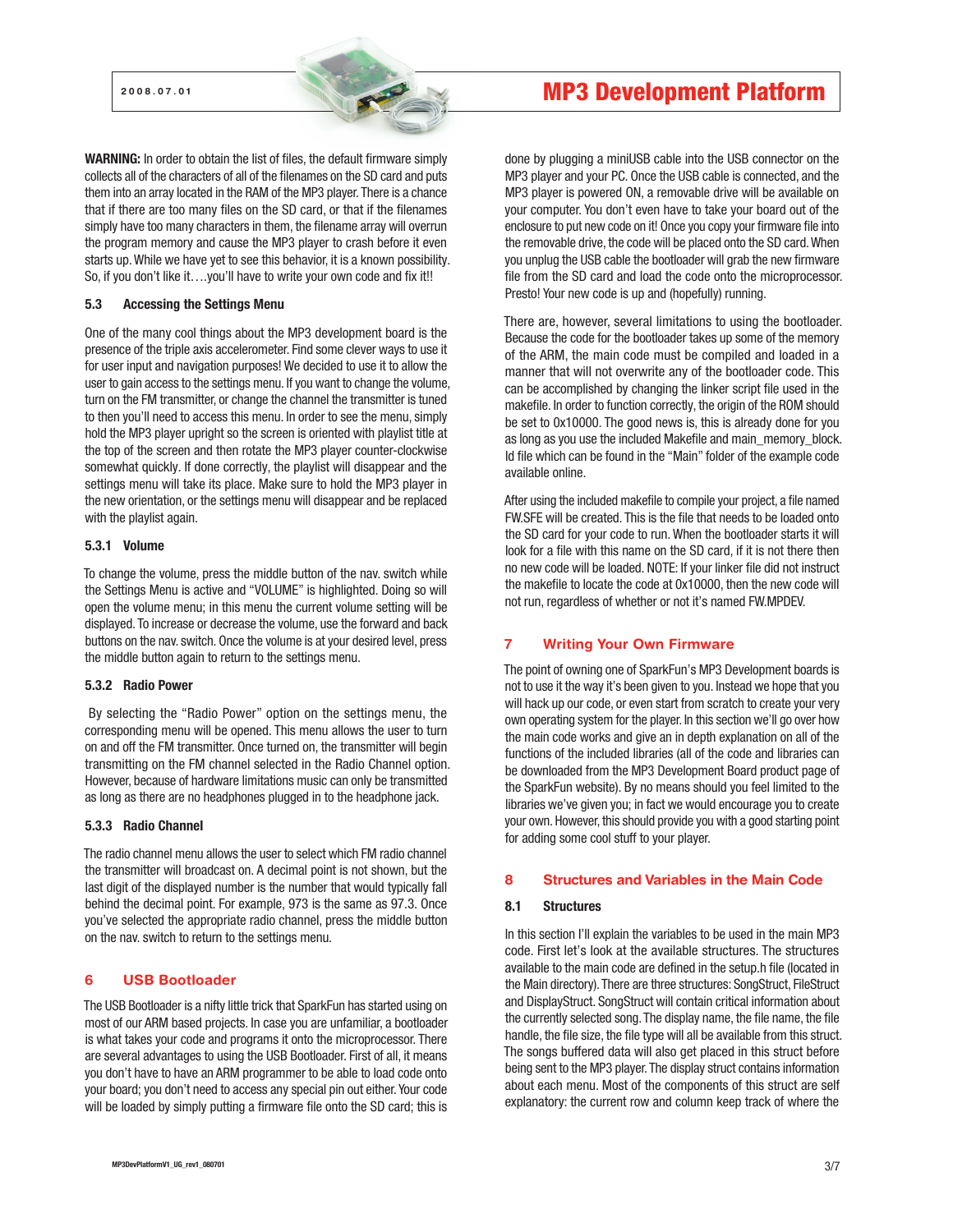**WARNING:** In order to obtain the list of files, the default firmware simply collects all of the characters of all of the filenames on the SD card and puts them into an array located in the RAM of the MP3 player. There is a chance that if there are too many files on the SD card, or that if the filenames simply have too many characters in them, the filename array will overrun the program memory and cause the MP3 player to crash before it even starts up. While we have yet to see this behavior, it is a known possibility. So, if you don't like it….you'll have to write your own code and fix it!!

### 5.3 Accessing the Settings Menu

One of the many cool things about the MP3 development board is the presence of the triple axis accelerometer. Find some clever ways to use it for user input and navigation purposes! We decided to use it to allow the user to gain access to the settings menu. If you want to change the volume, turn on the FM transmitter, or change the channel the transmitter is tuned to then you'll need to access this menu. In order to see the menu, simply hold the MP3 player upright so the screen is oriented with playlist title at the top of the screen and then rotate the MP3 player counter-clockwise somewhat quickly. If done correctly, the playlist will disappear and the settings menu will take its place. Make sure to hold the MP3 player in the new orientation, or the settings menu will disappear and be replaced with the playlist again.

#### 5.3.1 Volume

To change the volume, press the middle button of the nav. switch while the Settings Menu is active and "VOLUME" is highlighted. Doing so will open the volume menu; in this menu the current volume setting will be displayed. To increase or decrease the volume, use the forward and back buttons on the nav. switch. Once the volume is at your desired level, press the middle button again to return to the settings menu.

#### 5.3.2 Radio Power

By selecting the "Radio Power" option on the settings menu, the corresponding menu will be opened. This menu allows the user to turn on and off the FM transmitter. Once turned on, the transmitter will begin transmitting on the FM channel selected in the Radio Channel option. However, because of hardware limitations music can only be transmitted as long as there are no headphones plugged in to the headphone jack.

#### 5.3.3 Radio Channel

The radio channel menu allows the user to select which FM radio channel the transmitter will broadcast on. A decimal point is not shown, but the last digit of the displayed number is the number that would typically fall behind the decimal point. For example, 973 is the same as 97.3. Once you've selected the appropriate radio channel, press the middle button on the nav. switch to return to the settings menu.

## 6 USB Bootloader

The USB Bootloader is a nifty little trick that SparkFun has started using on most of our ARM based projects. In case you are unfamiliar, a bootloader is what takes your code and programs it onto the microprocessor. There are several advantages to using the USB Bootloader. First of all, it means you don't have to have an ARM programmer to be able to load code onto your board; you don't need to access any special pin out either. Your code will be loaded by simply putting a firmware file onto the SD card; this is done by plugging a miniUSB cable into the USB connector on the MP3 player and your PC. Once the USB cable is connected, and the MP3 player is powered ON, a removable drive will be available on your computer. You don't even have to take your board out of the enclosure to put new code on it! Once you copy your firmware file into the removable drive, the code will be placed onto the SD card. When you unplug the USB cable the bootloader will grab the new firmware file from the SD card and load the code onto the microprocessor. Presto! Your new code is up and (hopefully) running.

There are, however, several limitations to using the bootloader. Because the code for the bootloader takes up some of the memory of the ARM, the main code must be compiled and loaded in a manner that will not overwrite any of the bootloader code. This can be accomplished by changing the linker script file used in the makefile. In order to function correctly, the origin of the ROM should be set to 0x10000. The good news is, this is already done for you as long as you use the included Makefile and main_memory_block.ld file which can be found in the "Main" folder of the example code available online.

After using the included makefile to compile your project, a file named FW.SFE will be created. This is the file that needs to be loaded onto the SD card for your code to run. When the bootloader starts it will look for a file with this name on the SD card, if it is not there then no new code will be loaded. NOTE: If your linker file did not instruct the makefile to locate the code at 0x10000, then the new code will not run, regardless of whether or not it's named FW.MPDEV.

## 7 Writing Your Own Firmware

The point of owning one of SparkFun's MP3 Development boards is not to use it the way it's been given to you. Instead we hope that you will hack up our code, or even start from scratch to create your very own operating system for the player. In this section we'll go over how the main code works and give an in depth explanation on all of the functions of the included libraries (all of the code and libraries can be downloaded from the MP3 Development Board product page of the SparkFun website). By no means should you feel limited to the libraries we've given you; in fact we would encourage you to create your own. However, this should provide you with a good starting point for adding some cool stuff to your player.

## 8 Structures and Variables in the Main Code

### 8.1 Structures

In this section I'll explain the variables to be used in the main MP3 code. First let's look at the available structures. The structures available to the main code are defined in the setup.h file (located in the Main directory). There are three structures: SongStruct, FileStruct and DisplayStruct. SongStruct will contain critical information about the currently selected song. The display name, the file name, the file handle, the file size, the file type will all be available from this struct. The songs buffered data will also get placed in this struct before being sent to the MP3 player. The display struct contains information about each menu. Most of the components of this struct are self explanatory: the current row and column keep track of where the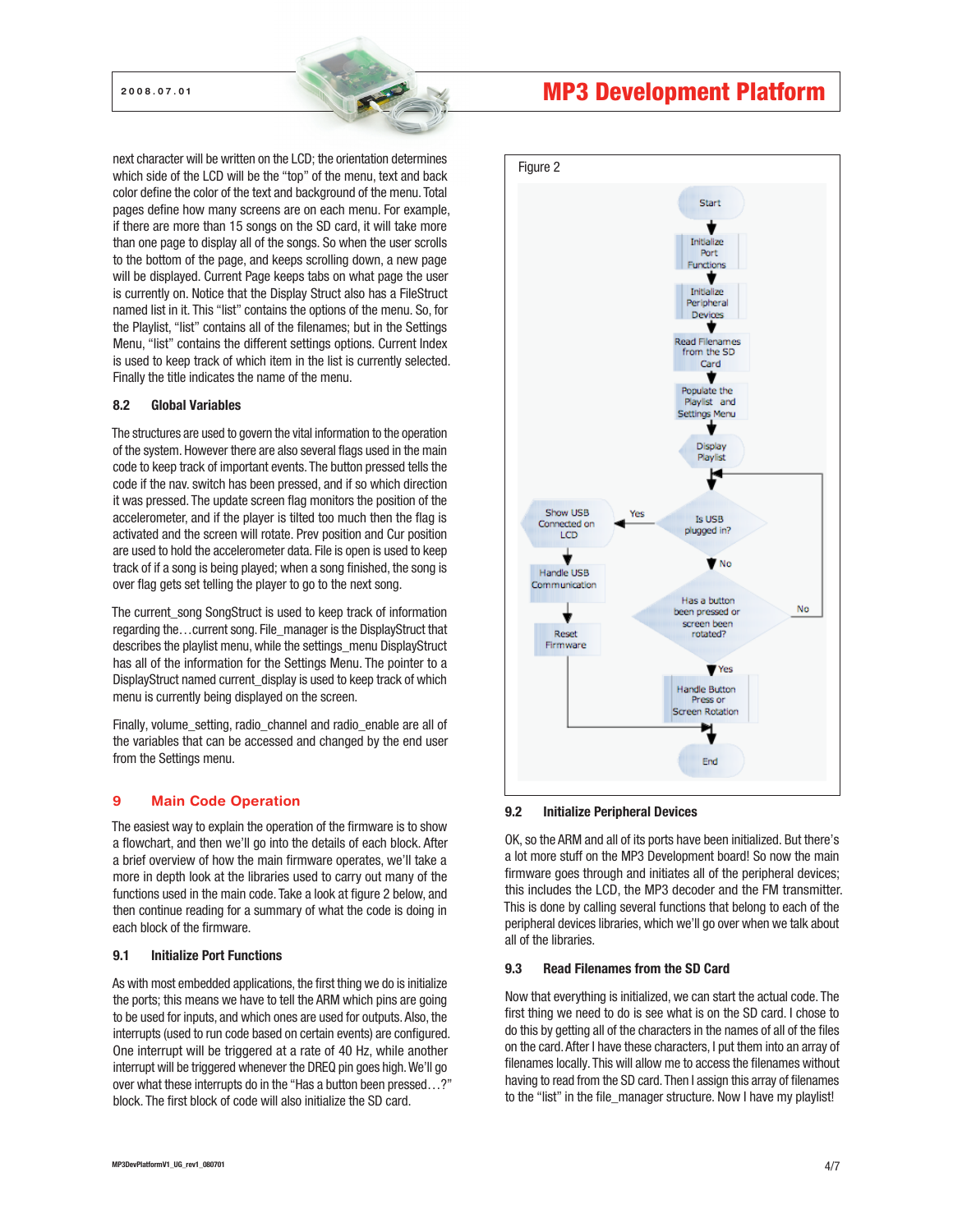next character will be written on the LCD; the orientation determines which side of the LCD will be the "top" of the menu, text and back color define the color of the text and background of the menu. Total pages define how many screens are on each menu. For example, if there are more than 15 songs on the SD card, it will take more than one page to display all of the songs. So when the user scrolls to the bottom of the page, and keeps scrolling down, a new page will be displayed. Current Page keeps tabs on what page the user is currently on. Notice that the Display Struct also has a FileStruct named list in it. This "list" contains the options of the menu. So, for the Playlist, "list" contains all of the filenames; but in the Settings Menu, "list" contains the different settings options. Current Index is used to keep track of which item in the list is currently selected. Finally the title indicates the name of the menu.

### 8.2 Global Variables

The structures are used to govern the vital information to the operation of the system. However there are also several flags used in the main code to keep track of important events. The button pressed tells the code if the nav. switch has been pressed, and if so which direction it was pressed. The update screen flag monitors the position of the accelerometer, and if the player is tilted too much then the flag is activated and the screen will rotate. Prev position and Cur position are used to hold the accelerometer data. File is open is used to keep track of if a song is being played; when a song finished, the song is over flag gets set telling the player to go to the next song.

The current_song SongStruct is used to keep track of information regarding the…current song. File_manager is the DisplayStruct that describes the playlist menu, while the settings_menu DisplayStruct has all of the information for the Settings Menu. The pointer to a DisplayStruct named current_display is used to keep track of which menu is currently being displayed on the screen.

Finally, volume_setting, radio_channel and radio_enable are all of the variables that can be accessed and changed by the end user from the Settings menu.

## 9 Main Code Operation

The easiest way to explain the operation of the firmware is to show a flowchart, and then we'll go into the details of each block. After a brief overview of how the main firmware operates, we'll take a more in depth look at the libraries used to carry out many of the functions used in the main code. Take a look at figure 2 below, and then continue reading for a summary of what the code is doing in each block of the firmware.

### 9.1 Initialize Port Functions

As with most embedded applications, the first thing we do is initialize the ports; this means we have to tell the ARM which pins are going to be used for inputs, and which ones are used for outputs. Also, the interrupts (used to run code based on certain events) are configured. One interrupt will be triggered at a rate of 40 Hz, while another interrupt will be triggered whenever the DREQ pin goes high. We'll go over what these interrupts do in the "Has a button been pressed…?" block. The first block of code will also initialize the SD card.

Figure 2

Start → Initialize Port Functions → Initialize Peripheral Devices → Read Filenames from the SD Card → Populate the Playlist and Settings Menu → Display Playlist → Is USB plugged in? (Yes → Show USB Connected on LCD → Handle USB Communication → Reset Firmware → End; No → Has a button been pressed or screen been rotated? (No → back to Is USB plugged in?; Yes → Handle Button Press or Screen Rotation → back to Is USB plugged in?))

### 9.2 Initialize Peripheral Devices

OK, so the ARM and all of its ports have been initialized. But there's a lot more stuff on the MP3 Development board! So now the main firmware goes through and initiates all of the peripheral devices; this includes the LCD, the MP3 decoder and the FM transmitter. This is done by calling several functions that belong to each of the peripheral devices libraries, which we'll go over when we talk about all of the libraries.

### 9.3 Read Filenames from the SD Card

Now that everything is initialized, we can start the actual code. The first thing we need to do is see what is on the SD card. I chose to do this by getting all of the characters in the names of all of the files on the card. After I have these characters, I put them into an array of filenames locally. This will allow me to access the filenames without having to read from the SD card. Then I assign this array of filenames to the "list" in the file_manager structure. Now I have my playlist!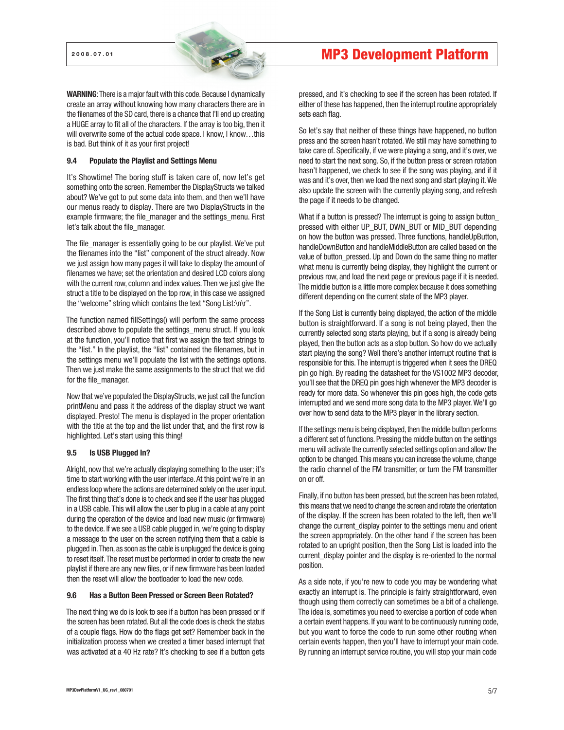**WARNING**: There is a major fault with this code. Because I dynamically create an array without knowing how many characters there are in the filenames of the SD card, there is a chance that I'll end up creating a HUGE array to fit all of the characters. If the array is too big, then it will overwrite some of the actual code space. I know, I know…this is bad. But think of it as your first project!

### 9.4 Populate the Playlist and Settings Menu

It's Showtime! The boring stuff is taken care of, now let's get something onto the screen. Remember the DisplayStructs we talked about? We've got to put some data into them, and then we'll have our menus ready to display. There are two DisplayStructs in the example firmware; the file_manager and the settings_menu. First let's talk about the file_manager.

The file_manager is essentially going to be our playlist. We've put the filenames into the "list" component of the struct already. Now we just assign how many pages it will take to display the amount of filenames we have; set the orientation and desired LCD colors along with the current row, column and index values. Then we just give the struct a title to be displayed on the top row, in this case we assigned the "welcome" string which contains the text "Song List:\n\r".

The function named fillSettings() will perform the same process described above to populate the settings_menu struct. If you look at the function, you'll notice that first we assign the text strings to the "list." In the playlist, the "list" contained the filenames, but in the settings menu we'll populate the list with the settings options. Then we just make the same assignments to the struct that we did for the file_manager.

Now that we've populated the DisplayStructs, we just call the function printMenu and pass it the address of the display struct we want displayed. Presto! The menu is displayed in the proper orientation with the title at the top and the list under that, and the first row is highlighted. Let's start using this thing!

### 9.5 Is USB Plugged In?

Alright, now that we're actually displaying something to the user; it's time to start working with the user interface. At this point we're in an endless loop where the actions are determined solely on the user input. The first thing that's done is to check and see if the user has plugged in a USB cable. This will allow the user to plug in a cable at any point during the operation of the device and load new music (or firmware) to the device. If we see a USB cable plugged in, we're going to display a message to the user on the screen notifying them that a cable is plugged in. Then, as soon as the cable is unplugged the device is going to reset itself. The reset must be performed in order to create the new playlist if there are any new files, or if new firmware has been loaded then the reset will allow the bootloader to load the new code.

### 9.6 Has a Button Been Pressed or Screen Been Rotated?

The next thing we do is look to see if a button has been pressed or if the screen has been rotated. But all the code does is check the status of a couple flags. How do the flags get set? Remember back in the initialization process when we created a timer based interrupt that was activated at a 40 Hz rate? It's checking to see if a button gets pressed, and it's checking to see if the screen has been rotated. If either of these has happened, then the interrupt routine appropriately sets each flag.

So let's say that neither of these things have happened, no button press and the screen hasn't rotated. We still may have something to take care of. Specifically, if we were playing a song, and it's over, we need to start the next song. So, if the button press or screen rotation hasn't happened, we check to see if the song was playing, and if it was and it's over, then we load the next song and start playing it. We also update the screen with the currently playing song, and refresh the page if it needs to be changed.

What if a button is pressed? The interrupt is going to assign button_pressed with either UP_BUT, DWN_BUT or MID_BUT depending on how the button was pressed. Three functions, handleUpButton, handleDownButton and handleMiddleButton are called based on the value of button_pressed. Up and Down do the same thing no matter what menu is currently being display, they highlight the current or previous row, and load the next page or previous page if it is needed. The middle button is a little more complex because it does something different depending on the current state of the MP3 player.

If the Song List is currently being displayed, the action of the middle button is straightforward. If a song is not being played, then the currently selected song starts playing, but if a song is already being played, then the button acts as a stop button. So how do we actually start playing the song? Well there's another interrupt routine that is responsible for this. The interrupt is triggered when it sees the DREQ pin go high. By reading the datasheet for the VS1002 MP3 decoder, you'll see that the DREQ pin goes high whenever the MP3 decoder is ready for more data. So whenever this pin goes high, the code gets interrupted and we send more song data to the MP3 player. We'll go over how to send data to the MP3 player in the library section.

If the settings menu is being displayed, then the middle button performs a different set of functions. Pressing the middle button on the settings menu will activate the currently selected settings option and allow the option to be changed. This means you can increase the volume, change the radio channel of the FM transmitter, or turn the FM transmitter on or off.

Finally, if no button has been pressed, but the screen has been rotated, this means that we need to change the screen and rotate the orientation of the display. If the screen has been rotated to the left, then we'll change the current_display pointer to the settings menu and orient the screen appropriately. On the other hand if the screen has been rotated to an upright position, then the Song List is loaded into the current_display pointer and the display is re-oriented to the normal position.

As a side note, if you're new to code you may be wondering what exactly an interrupt is. The principle is fairly straightforward, even though using them correctly can sometimes be a bit of a challenge. The idea is, sometimes you need to exercise a portion of code when a certain event happens. If you want to be continuously running code, but you want to force the code to run some other routine when certain events happen, then you'll have to interrupt your main code. By running an interrupt service routine, you will stop your main code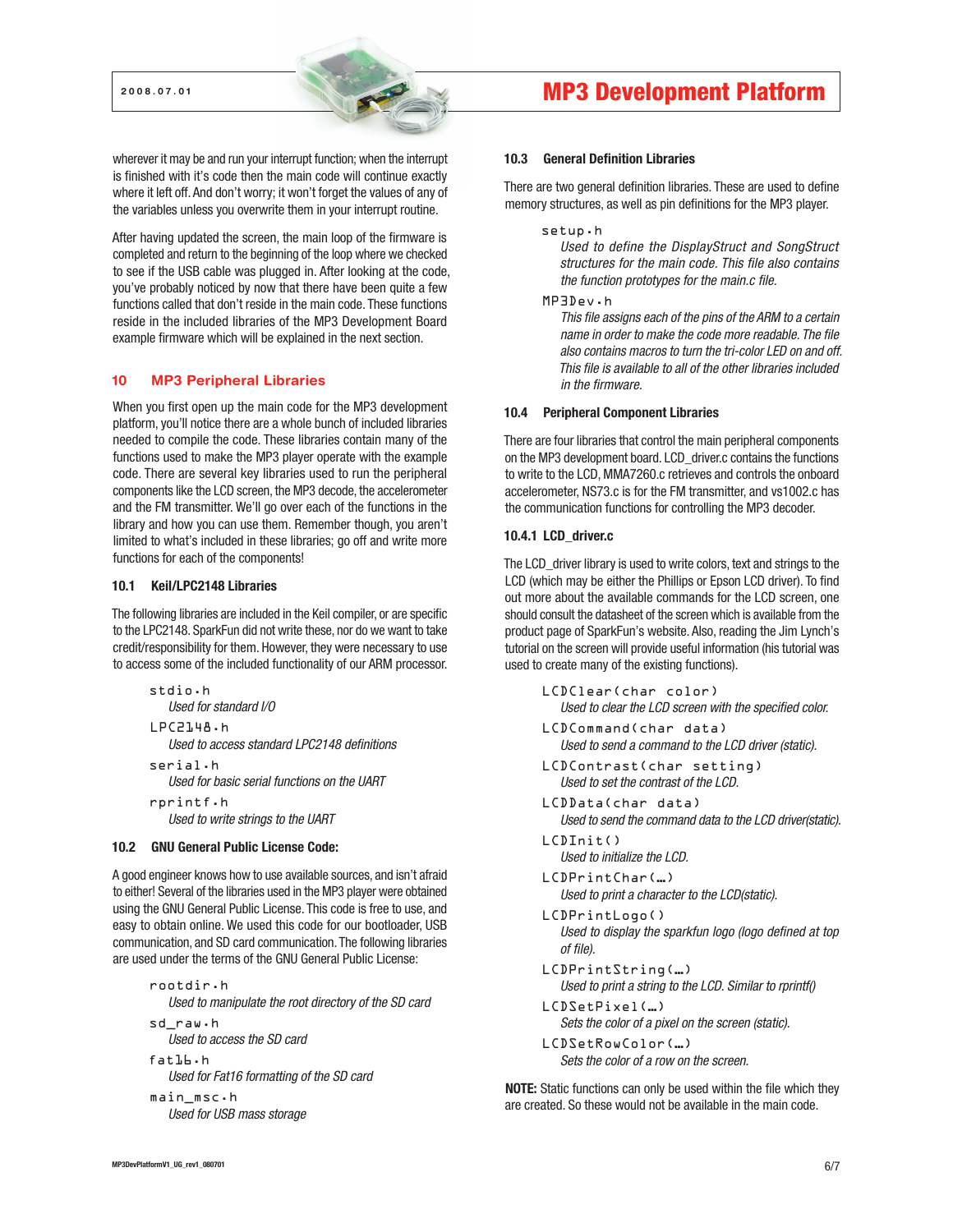wherever it may be and run your interrupt function; when the interrupt is finished with it's code then the main code will continue exactly where it left off. And don't worry; it won't forget the values of any of the variables unless you overwrite them in your interrupt routine.

After having updated the screen, the main loop of the firmware is completed and return to the beginning of the loop where we checked to see if the USB cable was plugged in. After looking at the code, you've probably noticed by now that there have been quite a few functions called that don't reside in the main code. These functions reside in the included libraries of the MP3 Development Board example firmware which will be explained in the next section.

## 10 MP3 Peripheral Libraries

When you first open up the main code for the MP3 development platform, you'll notice there are a whole bunch of included libraries needed to compile the code. These libraries contain many of the functions used to make the MP3 player operate with the example code. There are several key libraries used to run the peripheral components like the LCD screen, the MP3 decode, the accelerometer and the FM transmitter. We'll go over each of the functions in the library and how you can use them. Remember though, you aren't limited to what's included in these libraries; go off and write more functions for each of the components!

### 10.1 Keil/LPC2148 Libraries

The following libraries are included in the Keil compiler, or are specific to the LPC2148. SparkFun did not write these, nor do we want to take credit/responsibility for them. However, they were necessary to use to access some of the included functionality of our ARM processor.

`stdio.h`
*Used for standard I/O*

`LPC2148.h`
*Used to access standard LPC2148 definitions*

`serial.h`
*Used for basic serial functions on the UART*

`rprintf.h`
*Used to write strings to the UART*

### 10.2 GNU General Public License Code:

A good engineer knows how to use available sources, and isn't afraid to either! Several of the libraries used in the MP3 player were obtained using the GNU General Public License. This code is free to use, and easy to obtain online. We used this code for our bootloader, USB communication, and SD card communication. The following libraries are used under the terms of the GNU General Public License:

`rootdir.h`
*Used to manipulate the root directory of the SD card*

`sd_raw.h`
*Used to access the SD card*

`fat16.h`
*Used for Fat16 formatting of the SD card*

`main_msc.h`
*Used for USB mass storage*

### 10.3 General Definition Libraries

There are two general definition libraries. These are used to define memory structures, as well as pin definitions for the MP3 player.

`setup.h`
*Used to define the DisplayStruct and SongStruct structures for the main code. This file also contains the function prototypes for the main.c file.*

`MP3Dev.h`
*This file assigns each of the pins of the ARM to a certain name in order to make the code more readable. The file also contains macros to turn the tri-color LED on and off. This file is available to all of the other libraries included in the firmware.*

### 10.4 Peripheral Component Libraries

There are four libraries that control the main peripheral components on the MP3 development board. LCD_driver.c contains the functions to write to the LCD, MMA7260.c retrieves and controls the onboard accelerometer, NS73.c is for the FM transmitter, and vs1002.c has the communication functions for controlling the MP3 decoder.

#### 10.4.1 LCD_driver.c

The LCD_driver library is used to write colors, text and strings to the LCD (which may be either the Phillips or Epson LCD driver). To find out more about the available commands for the LCD screen, one should consult the datasheet of the screen which is available from the product page of SparkFun's website. Also, reading the Jim Lynch's tutorial on the screen will provide useful information (his tutorial was used to create many of the existing functions).

`LCDClear(char color)`
*Used to clear the LCD screen with the specified color.*

`LCDCommand(char data)`
*Used to send a command to the LCD driver (static).*

`LCDContrast(char setting)`
*Used to set the contrast of the LCD.*

`LCDData(char data)`
*Used to send the command data to the LCD driver(static).*

`LCDInit()`
*Used to initialize the LCD.*

`LCDPrintChar(…)`
*Used to print a character to the LCD(static).*

`LCDPrintLogo()`
*Used to display the sparkfun logo (logo defined at top of file).*

`LCDPrintString(…)`
*Used to print a string to the LCD. Similar to rprintf()*

`LCDSetPixel(…)`
*Sets the color of a pixel on the screen (static).*

`LCDSetRowColor(…)`
*Sets the color of a row on the screen.*

**NOTE:** Static functions can only be used within the file which they are created. So these would not be available in the main code.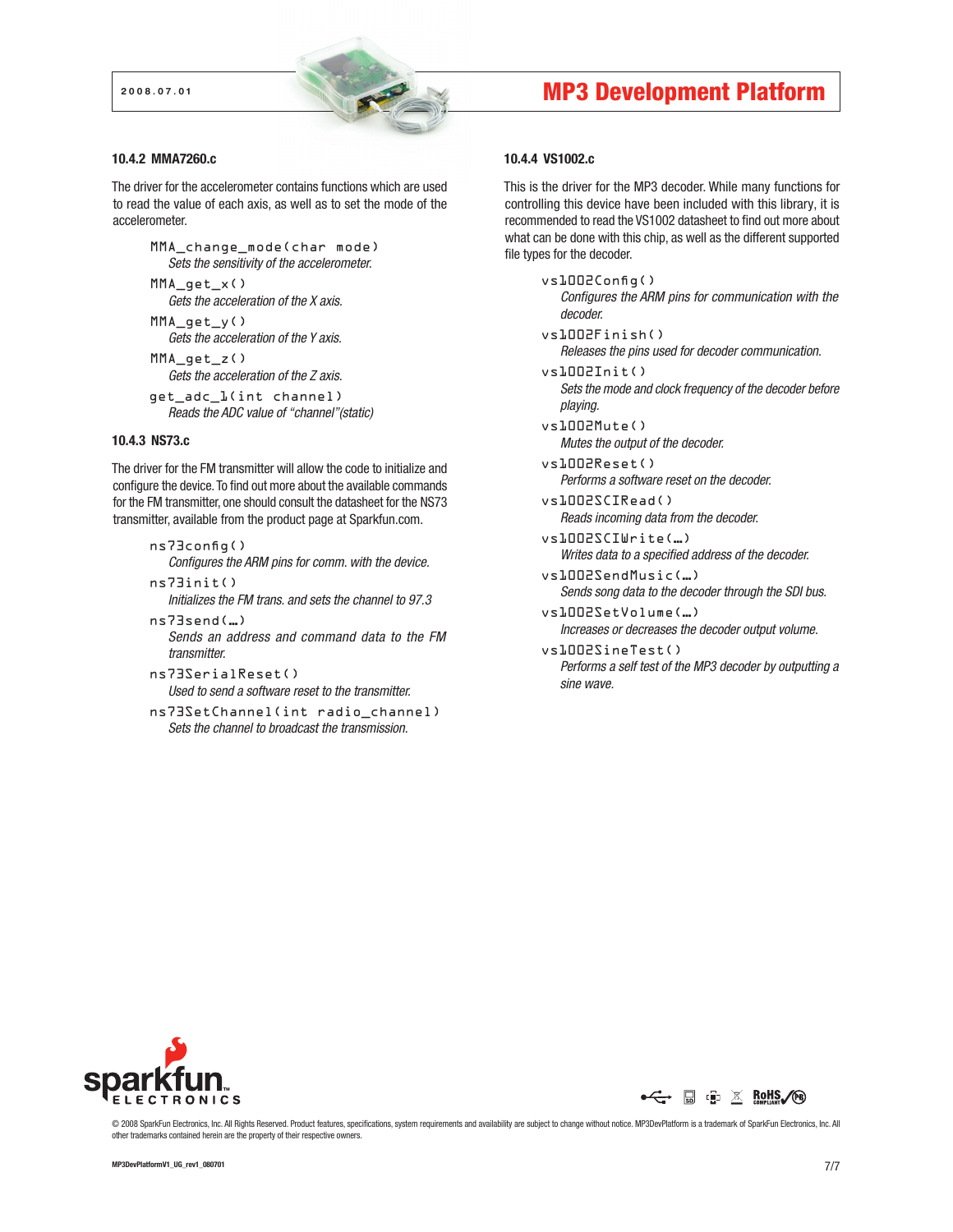#### 10.4.2 MMA7260.c

The driver for the accelerometer contains functions which are used to read the value of each axis, as well as to set the mode of the accelerometer.

`MMA_change_mode(char mode)`
*Sets the sensitivity of the accelerometer.*

`MMA_get_x()`
*Gets the acceleration of the X axis.*

`MMA_get_y()`
*Gets the acceleration of the Y axis.*

`MMA_get_z()`
*Gets the acceleration of the Z axis.*

`get_adc_1(int channel)`
*Reads the ADC value of "channel"(static)*

#### 10.4.3 NS73.c

The driver for the FM transmitter will allow the code to initialize and configure the device. To find out more about the available commands for the FM transmitter, one should consult the datasheet for the NS73 transmitter, available from the product page at Sparkfun.com.

`ns73config()`
*Configures the ARM pins for comm. with the device.*

`ns73init()`
*Initializes the FM trans. and sets the channel to 97.3*

`ns73send(…)`
*Sends an address and command data to the FM transmitter.*

`ns73SerialReset()`
*Used to send a software reset to the transmitter.*

`ns73SetChannel(int radio_channel)`
*Sets the channel to broadcast the transmission.*

#### 10.4.4 VS1002.c

This is the driver for the MP3 decoder. While many functions for controlling this device have been included with this library, it is recommended to read the VS1002 datasheet to find out more about what can be done with this chip, as well as the different supported file types for the decoder.

`vs1002Config()`
*Configures the ARM pins for communication with the decoder.*

`vs1002Finish()`
*Releases the pins used for decoder communication.*

`vs1002Init()`
*Sets the mode and clock frequency of the decoder before playing.*

`vs1002Mute()`
*Mutes the output of the decoder.*

`vs1002Reset()`
*Performs a software reset on the decoder.*

`vs1002SCIRead()`
*Reads incoming data from the decoder.*

`vs1002SCIWrite(…)`
*Writes data to a specified address of the decoder.*

`vs1002SendMusic(…)`
*Sends song data to the decoder through the SDI bus.*

`vs1002SetVolume(…)`
*Increases or decreases the decoder output volume.*

`vs1002SineTest()`
*Performs a self test of the MP3 decoder by outputting a sine wave.*

© 2008 SparkFun Electronics, Inc. All Rights Reserved. Product features, specifications, system requirements and availability are subject to change without notice. MP3DevPlatform is a trademark of SparkFun Electronics, Inc. All other trademarks contained herein are the property of their respective owners.